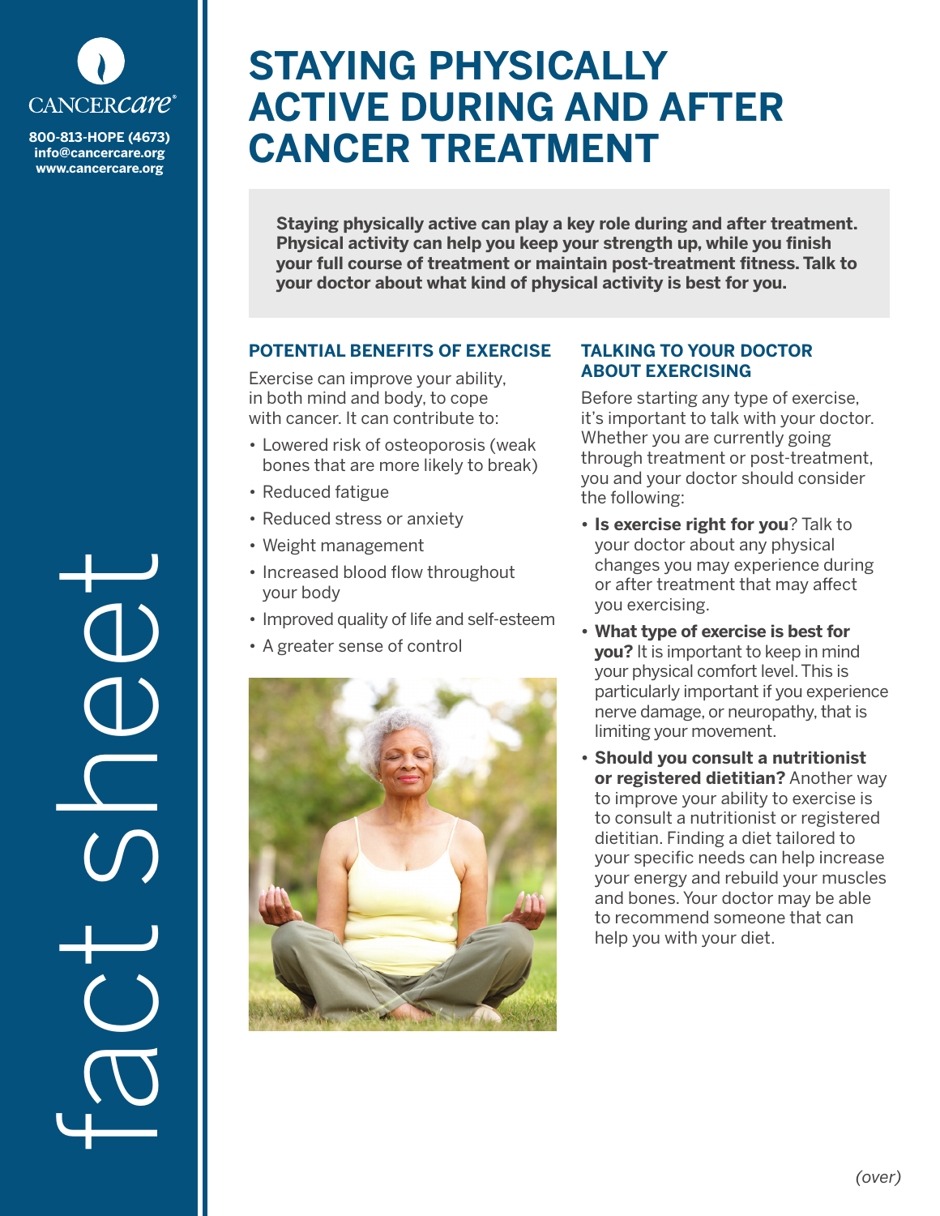CANCERcare®

800-813-HOPE (4673)
info@cancercare.org
www.cancercare.org

fact sheet

# STAYING PHYSICALLY ACTIVE DURING AND AFTER CANCER TREATMENT

**Staying physically active can play a key role during and after treatment. Physical activity can help you keep your strength up, while you finish your full course of treatment or maintain post-treatment fitness. Talk to your doctor about what kind of physical activity is best for you.**

## POTENTIAL BENEFITS OF EXERCISE

Exercise can improve your ability, in both mind and body, to cope with cancer. It can contribute to:

- Lowered risk of osteoporosis (weak bones that are more likely to break)
- Reduced fatigue
- Reduced stress or anxiety
- Weight management
- Increased blood flow throughout your body
- Improved quality of life and self-esteem
- A greater sense of control

## TALKING TO YOUR DOCTOR ABOUT EXERCISING

Before starting any type of exercise, it's important to talk with your doctor. Whether you are currently going through treatment or post-treatment, you and your doctor should consider the following:

- **Is exercise right for you**? Talk to your doctor about any physical changes you may experience during or after treatment that may affect you exercising.
- **What type of exercise is best for you?** It is important to keep in mind your physical comfort level. This is particularly important if you experience nerve damage, or neuropathy, that is limiting your movement.
- **Should you consult a nutritionist or registered dietitian?** Another way to improve your ability to exercise is to consult a nutritionist or registered dietitian. Finding a diet tailored to your specific needs can help increase your energy and rebuild your muscles and bones. Your doctor may be able to recommend someone that can help you with your diet.

*(over)*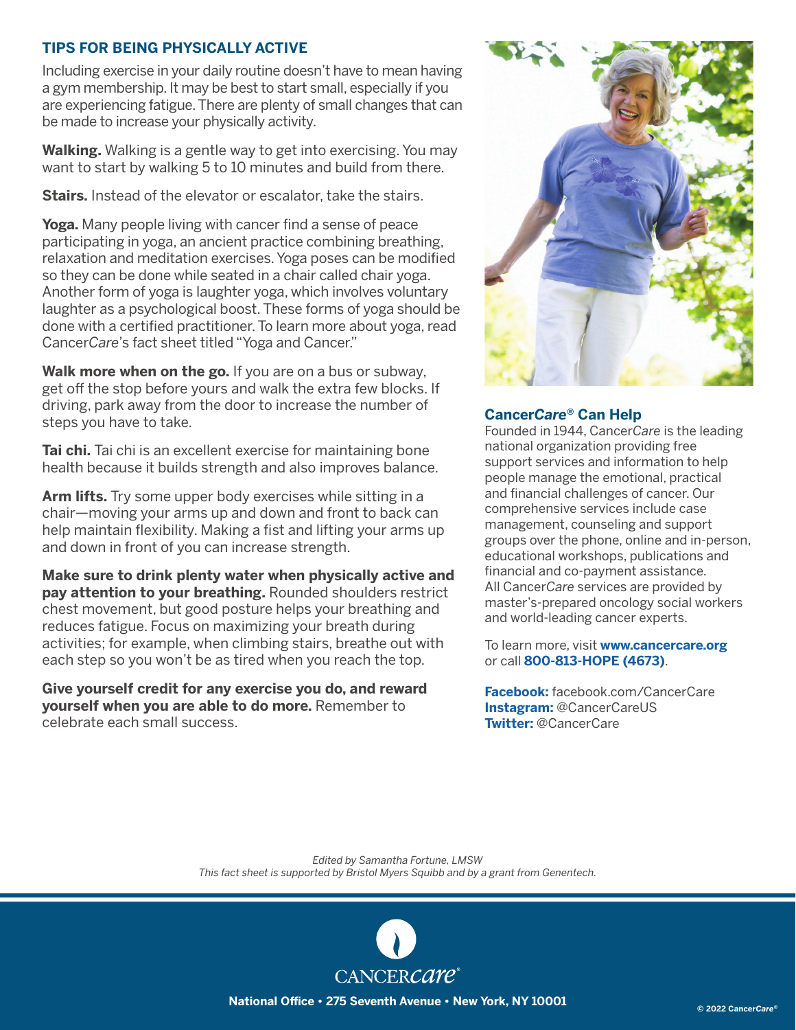## TIPS FOR BEING PHYSICALLY ACTIVE

Including exercise in your daily routine doesn't have to mean having a gym membership. It may be best to start small, especially if you are experiencing fatigue. There are plenty of small changes that can be made to increase your physically activity.

**Walking.** Walking is a gentle way to get into exercising. You may want to start by walking 5 to 10 minutes and build from there.

**Stairs.** Instead of the elevator or escalator, take the stairs.

**Yoga.** Many people living with cancer find a sense of peace participating in yoga, an ancient practice combining breathing, relaxation and meditation exercises. Yoga poses can be modified so they can be done while seated in a chair called chair yoga. Another form of yoga is laughter yoga, which involves voluntary laughter as a psychological boost. These forms of yoga should be done with a certified practitioner. To learn more about yoga, read Cancer*Care*'s fact sheet titled "Yoga and Cancer."

**Walk more when on the go.** If you are on a bus or subway, get off the stop before yours and walk the extra few blocks. If driving, park away from the door to increase the number of steps you have to take.

**Tai chi.** Tai chi is an excellent exercise for maintaining bone health because it builds strength and also improves balance.

**Arm lifts.** Try some upper body exercises while sitting in a chair—moving your arms up and down and front to back can help maintain flexibility. Making a fist and lifting your arms up and down in front of you can increase strength.

**Make sure to drink plenty water when physically active and pay attention to your breathing.** Rounded shoulders restrict chest movement, but good posture helps your breathing and reduces fatigue. Focus on maximizing your breath during activities; for example, when climbing stairs, breathe out with each step so you won't be as tired when you reach the top.

**Give yourself credit for any exercise you do, and reward yourself when you are able to do more.** Remember to celebrate each small success.

### Cancer*Care*® Can Help

Founded in 1944, Cancer*Care* is the leading national organization providing free support services and information to help people manage the emotional, practical and financial challenges of cancer. Our comprehensive services include case management, counseling and support groups over the phone, online and in-person, educational workshops, publications and financial and co-payment assistance. All Cancer*Care* services are provided by master's-prepared oncology social workers and world-leading cancer experts.

To learn more, visit **www.cancercare.org** or call **800-813-HOPE (4673)**.

**Facebook:** facebook.com/CancerCare
**Instagram:** @CancerCareUS
**Twitter:** @CancerCare

*Edited by Samantha Fortune, LMSW*
*This fact sheet is supported by Bristol Myers Squibb and by a grant from Genentech.*

CANCER*care*®

**National Office • 275 Seventh Avenue • New York, NY 10001**

© 2022 CancerCare®